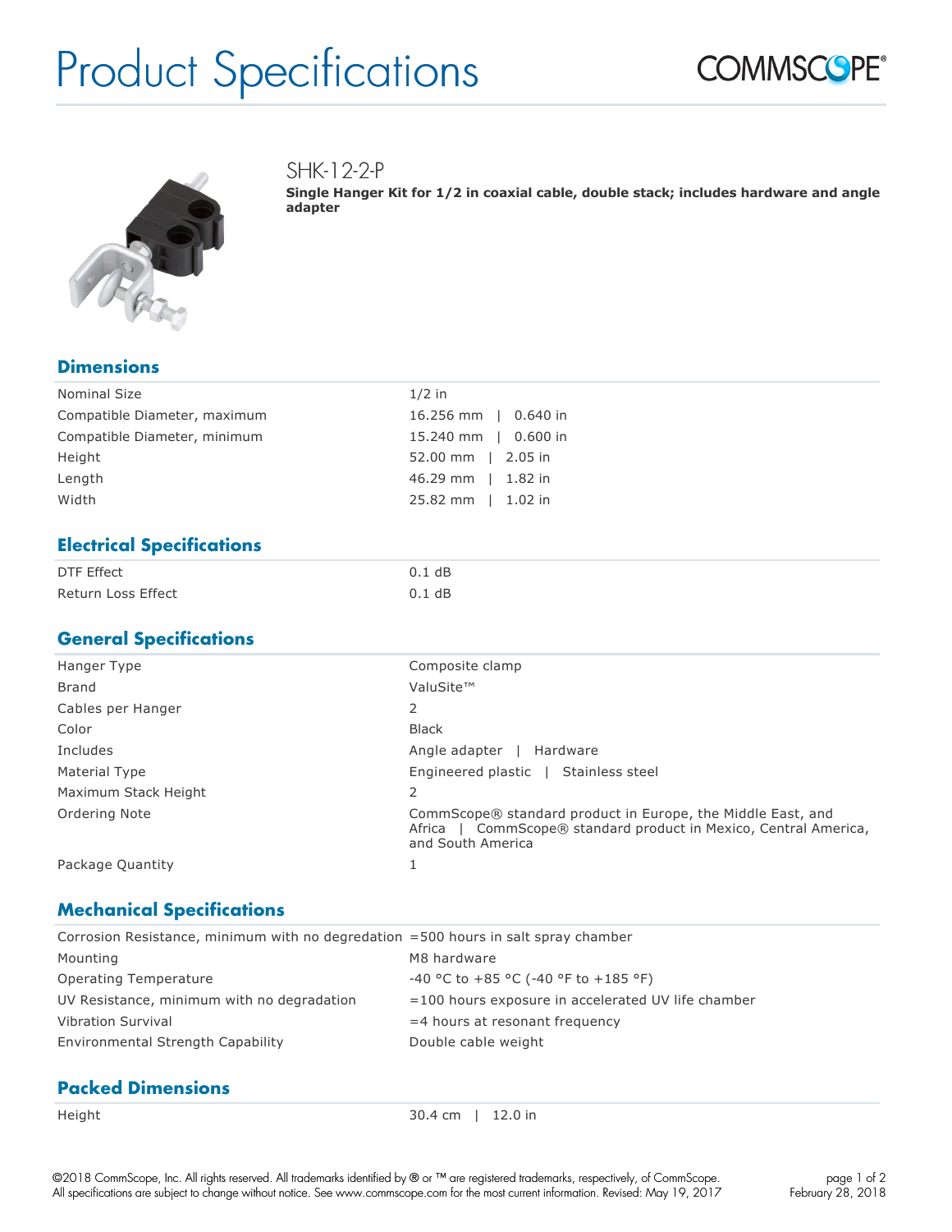# Product Specifications

COMMSCOPE®

## SHK-12-2-P

**Single Hanger Kit for 1/2 in coaxial cable, double stack; includes hardware and angle adapter**

## Dimensions

| | |
|---|---|
| Nominal Size | 1/2 in |
| Compatible Diameter, maximum | 16.256 mm \| 0.640 in |
| Compatible Diameter, minimum | 15.240 mm \| 0.600 in |
| Height | 52.00 mm \| 2.05 in |
| Length | 46.29 mm \| 1.82 in |
| Width | 25.82 mm \| 1.02 in |

## Electrical Specifications

| | |
|---|---|
| DTF Effect | 0.1 dB |
| Return Loss Effect | 0.1 dB |

## General Specifications

| | |
|---|---|
| Hanger Type | Composite clamp |
| Brand | ValuSite™ |
| Cables per Hanger | 2 |
| Color | Black |
| Includes | Angle adapter \| Hardware |
| Material Type | Engineered plastic \| Stainless steel |
| Maximum Stack Height | 2 |
| Ordering Note | CommScope® standard product in Europe, the Middle East, and Africa \| CommScope® standard product in Mexico, Central America, and South America |
| Package Quantity | 1 |

## Mechanical Specifications

| | |
|---|---|
| Corrosion Resistance, minimum with no degredation | =500 hours in salt spray chamber |
| Mounting | M8 hardware |
| Operating Temperature | -40 °C to +85 °C (-40 °F to +185 °F) |
| UV Resistance, minimum with no degradation | =100 hours exposure in accelerated UV life chamber |
| Vibration Survival | =4 hours at resonant frequency |
| Environmental Strength Capability | Double cable weight |

## Packed Dimensions

| | |
|---|---|
| Height | 30.4 cm \| 12.0 in |

©2018 CommScope, Inc. All rights reserved. All trademarks identified by ® or ™ are registered trademarks, respectively, of CommScope. All specifications are subject to change without notice. See www.commscope.com for the most current information. Revised: May 19, 2017

February 28, 2018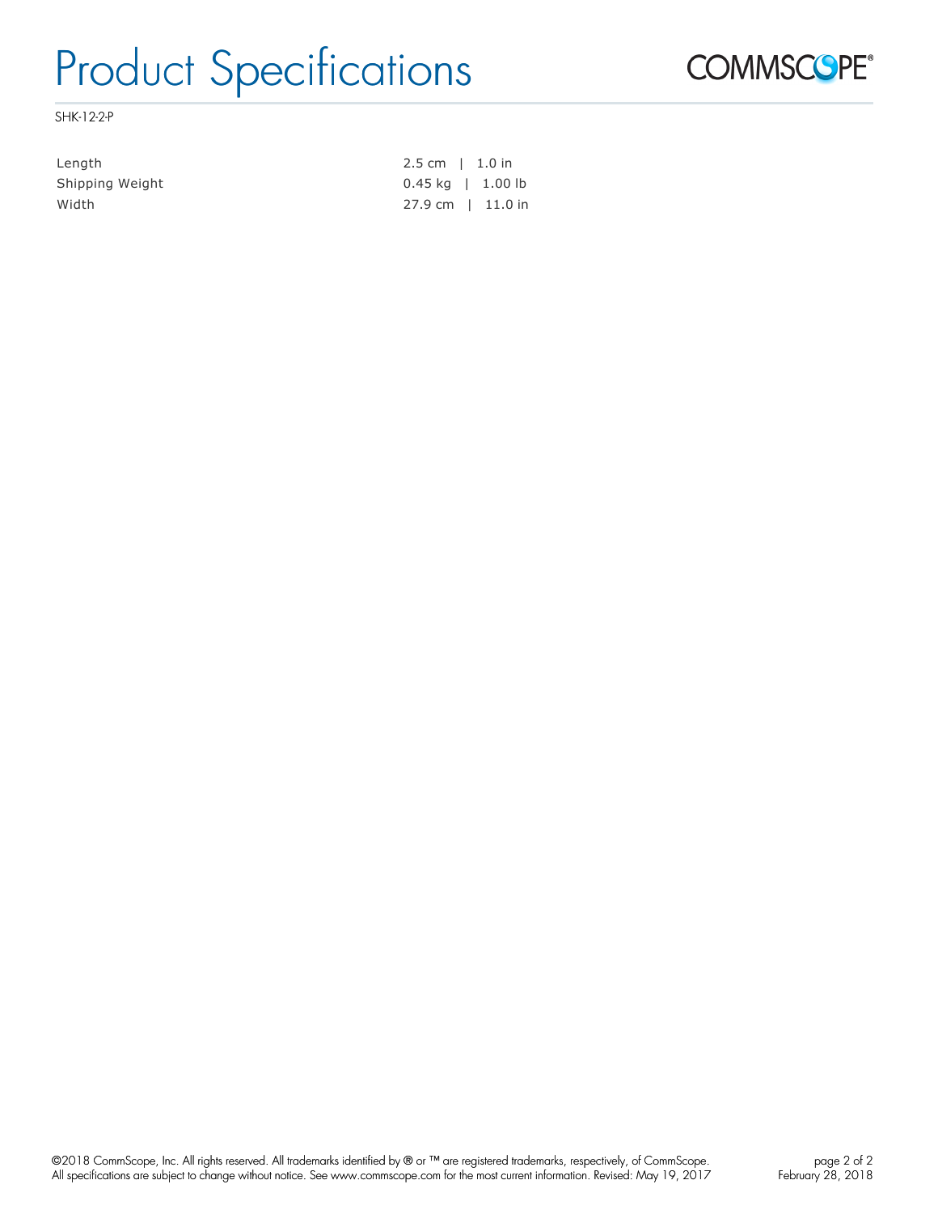SHK-12-2-P

| | |
|---|---|
| Length | 2.5 cm \| 1.0 in |
| Shipping Weight | 0.45 kg \| 1.00 lb |
| Width | 27.9 cm \| 11.0 in |

©2018 CommScope, Inc. All rights reserved. All trademarks identified by ® or ™ are registered trademarks, respectively, of CommScope. All specifications are subject to change without notice. See www.commscope.com for the most current information. Revised: May 19, 2017

February 28, 2018